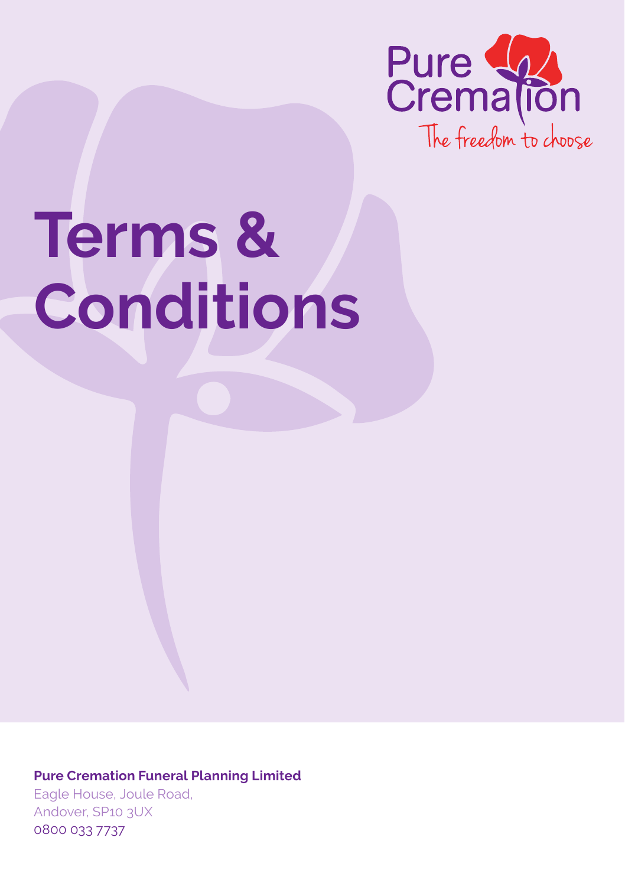Pure Cremation

The freedom to choose

# Terms & Conditions

**Pure Cremation Funeral Planning Limited**

Eagle House, Joule Road,
Andover, SP10 3UX
0800 033 7737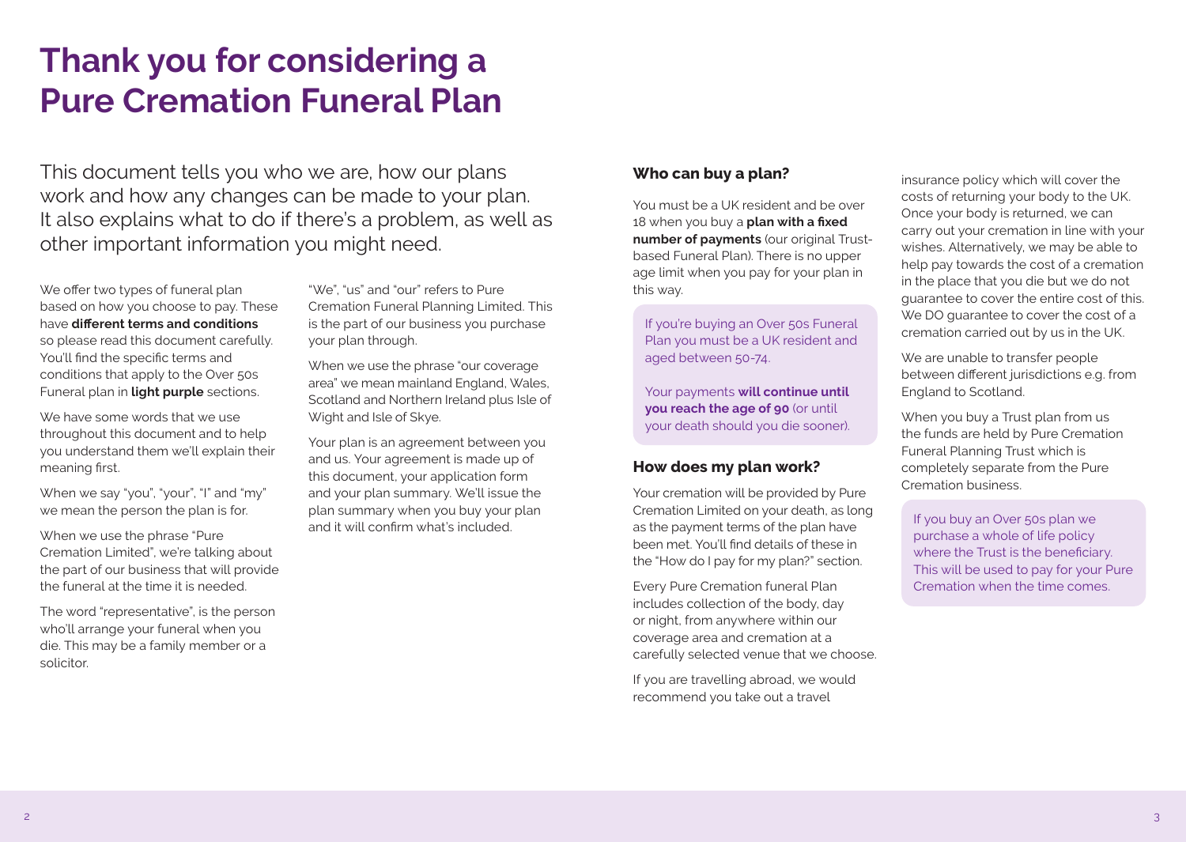# Thank you for considering a Pure Cremation Funeral Plan

This document tells you who we are, how our plans work and how any changes can be made to your plan. It also explains what to do if there's a problem, as well as other important information you might need.

We offer two types of funeral plan based on how you choose to pay. These have **different terms and conditions** so please read this document carefully. You'll find the specific terms and conditions that apply to the Over 50s Funeral plan in **light purple** sections.

We have some words that we use throughout this document and to help you understand them we'll explain their meaning first.

When we say "you", "your", "I" and "my" we mean the person the plan is for.

When we use the phrase "Pure Cremation Limited", we're talking about the part of our business that will provide the funeral at the time it is needed.

The word "representative", is the person who'll arrange your funeral when you die. This may be a family member or a solicitor.

"We", "us" and "our" refers to Pure Cremation Funeral Planning Limited. This is the part of our business you purchase your plan through.

When we use the phrase "our coverage area" we mean mainland England, Wales, Scotland and Northern Ireland plus Isle of Wight and Isle of Skye.

Your plan is an agreement between you and us. Your agreement is made up of this document, your application form and your plan summary. We'll issue the plan summary when you buy your plan and it will confirm what's included.

### Who can buy a plan?

You must be a UK resident and be over 18 when you buy a **plan with a fixed number of payments** (our original Trust-based Funeral Plan). There is no upper age limit when you pay for your plan in this way.

If you're buying an Over 50s Funeral Plan you must be a UK resident and aged between 50-74.

Your payments **will continue until you reach the age of 90** (or until your death should you die sooner).

### How does my plan work?

Your cremation will be provided by Pure Cremation Limited on your death, as long as the payment terms of the plan have been met. You'll find details of these in the "How do I pay for my plan?" section.

Every Pure Cremation funeral Plan includes collection of the body, day or night, from anywhere within our coverage area and cremation at a carefully selected venue that we choose.

If you are travelling abroad, we would recommend you take out a travel insurance policy which will cover the costs of returning your body to the UK. Once your body is returned, we can carry out your cremation in line with your wishes. Alternatively, we may be able to help pay towards the cost of a cremation in the place that you die but we do not guarantee to cover the entire cost of this. We DO guarantee to cover the cost of a cremation carried out by us in the UK.

We are unable to transfer people between different jurisdictions e.g. from England to Scotland.

When you buy a Trust plan from us the funds are held by Pure Cremation Funeral Planning Trust which is completely separate from the Pure Cremation business.

If you buy an Over 50s plan we purchase a whole of life policy where the Trust is the beneficiary. This will be used to pay for your Pure Cremation when the time comes.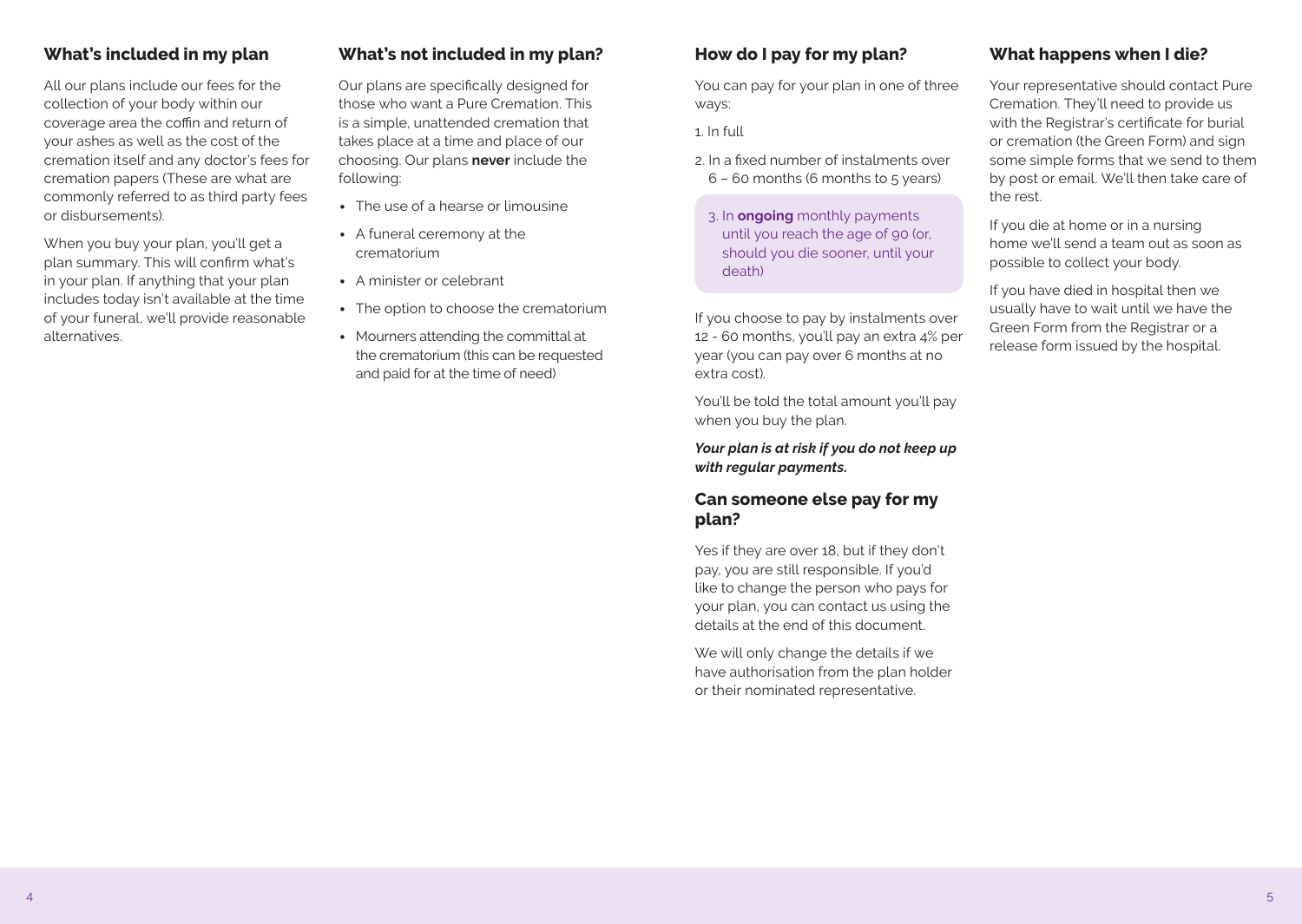## What's included in my plan

All our plans include our fees for the collection of your body within our coverage area the coffin and return of your ashes as well as the cost of the cremation itself and any doctor's fees for cremation papers (These are what are commonly referred to as third party fees or disbursements).

When you buy your plan, you'll get a plan summary. This will confirm what's in your plan. If anything that your plan includes today isn't available at the time of your funeral, we'll provide reasonable alternatives.

## What's not included in my plan?

Our plans are specifically designed for those who want a Pure Cremation. This is a simple, unattended cremation that takes place at a time and place of our choosing. Our plans **never** include the following:

- The use of a hearse or limousine
- A funeral ceremony at the crematorium
- A minister or celebrant
- The option to choose the crematorium
- Mourners attending the committal at the crematorium (this can be requested and paid for at the time of need)

## How do I pay for my plan?

You can pay for your plan in one of three ways:

1. In full
2. In a fixed number of instalments over 6 – 60 months (6 months to 5 years)
3. In **ongoing** monthly payments until you reach the age of 90 (or, should you die sooner, until your death)

If you choose to pay by instalments over 12 - 60 months, you'll pay an extra 4% per year (you can pay over 6 months at no extra cost).

You'll be told the total amount you'll pay when you buy the plan.

***Your plan is at risk if you do not keep up with regular payments.***

## Can someone else pay for my plan?

Yes if they are over 18, but if they don't pay, you are still responsible. If you'd like to change the person who pays for your plan, you can contact us using the details at the end of this document.

We will only change the details if we have authorisation from the plan holder or their nominated representative.

## What happens when I die?

Your representative should contact Pure Cremation. They'll need to provide us with the Registrar's certificate for burial or cremation (the Green Form) and sign some simple forms that we send to them by post or email. We'll then take care of the rest.

If you die at home or in a nursing home we'll send a team out as soon as possible to collect your body.

If you have died in hospital then we usually have to wait until we have the Green Form from the Registrar or a release form issued by the hospital.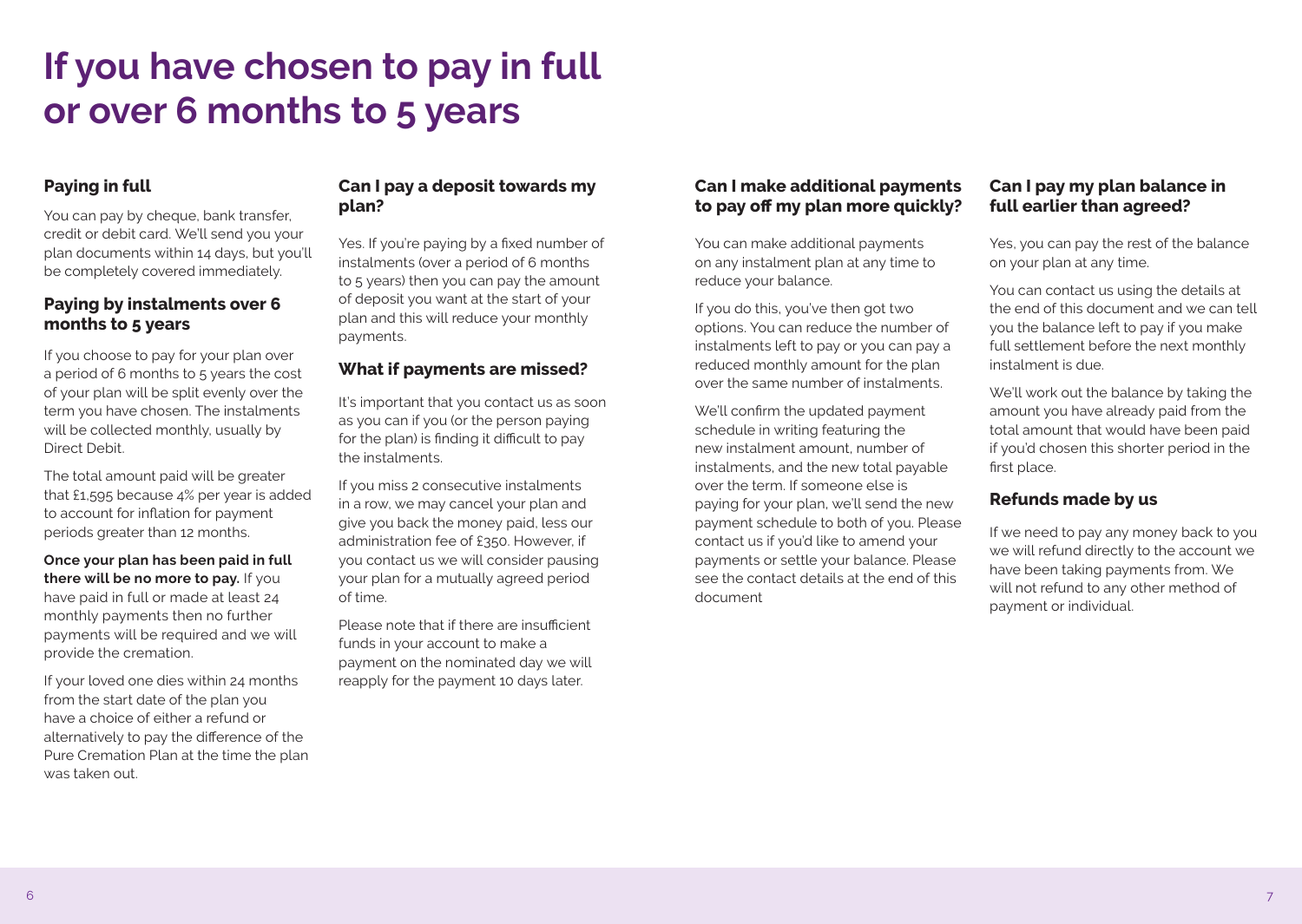# If you have chosen to pay in full or over 6 months to 5 years

### Paying in full

You can pay by cheque, bank transfer, credit or debit card. We'll send you your plan documents within 14 days, but you'll be completely covered immediately.

### Paying by instalments over 6 months to 5 years

If you choose to pay for your plan over a period of 6 months to 5 years the cost of your plan will be split evenly over the term you have chosen. The instalments will be collected monthly, usually by Direct Debit.

The total amount paid will be greater that £1,595 because 4% per year is added to account for inflation for payment periods greater than 12 months.

**Once your plan has been paid in full there will be no more to pay.** If you have paid in full or made at least 24 monthly payments then no further payments will be required and we will provide the cremation.

If your loved one dies within 24 months from the start date of the plan you have a choice of either a refund or alternatively to pay the difference of the Pure Cremation Plan at the time the plan was taken out.

### Can I pay a deposit towards my plan?

Yes. If you're paying by a fixed number of instalments (over a period of 6 months to 5 years) then you can pay the amount of deposit you want at the start of your plan and this will reduce your monthly payments.

### What if payments are missed?

It's important that you contact us as soon as you can if you (or the person paying for the plan) is finding it difficult to pay the instalments.

If you miss 2 consecutive instalments in a row, we may cancel your plan and give you back the money paid, less our administration fee of £350. However, if you contact us we will consider pausing your plan for a mutually agreed period of time.

Please note that if there are insufficient funds in your account to make a payment on the nominated day we will reapply for the payment 10 days later.

### Can I make additional payments to pay off my plan more quickly?

You can make additional payments on any instalment plan at any time to reduce your balance.

If you do this, you've then got two options. You can reduce the number of instalments left to pay or you can pay a reduced monthly amount for the plan over the same number of instalments.

We'll confirm the updated payment schedule in writing featuring the new instalment amount, number of instalments, and the new total payable over the term. If someone else is paying for your plan, we'll send the new payment schedule to both of you. Please contact us if you'd like to amend your payments or settle your balance. Please see the contact details at the end of this document

### Can I pay my plan balance in full earlier than agreed?

Yes, you can pay the rest of the balance on your plan at any time.

You can contact us using the details at the end of this document and we can tell you the balance left to pay if you make full settlement before the next monthly instalment is due.

We'll work out the balance by taking the amount you have already paid from the total amount that would have been paid if you'd chosen this shorter period in the first place.

### Refunds made by us

If we need to pay any money back to you we will refund directly to the account we have been taking payments from. We will not refund to any other method of payment or individual.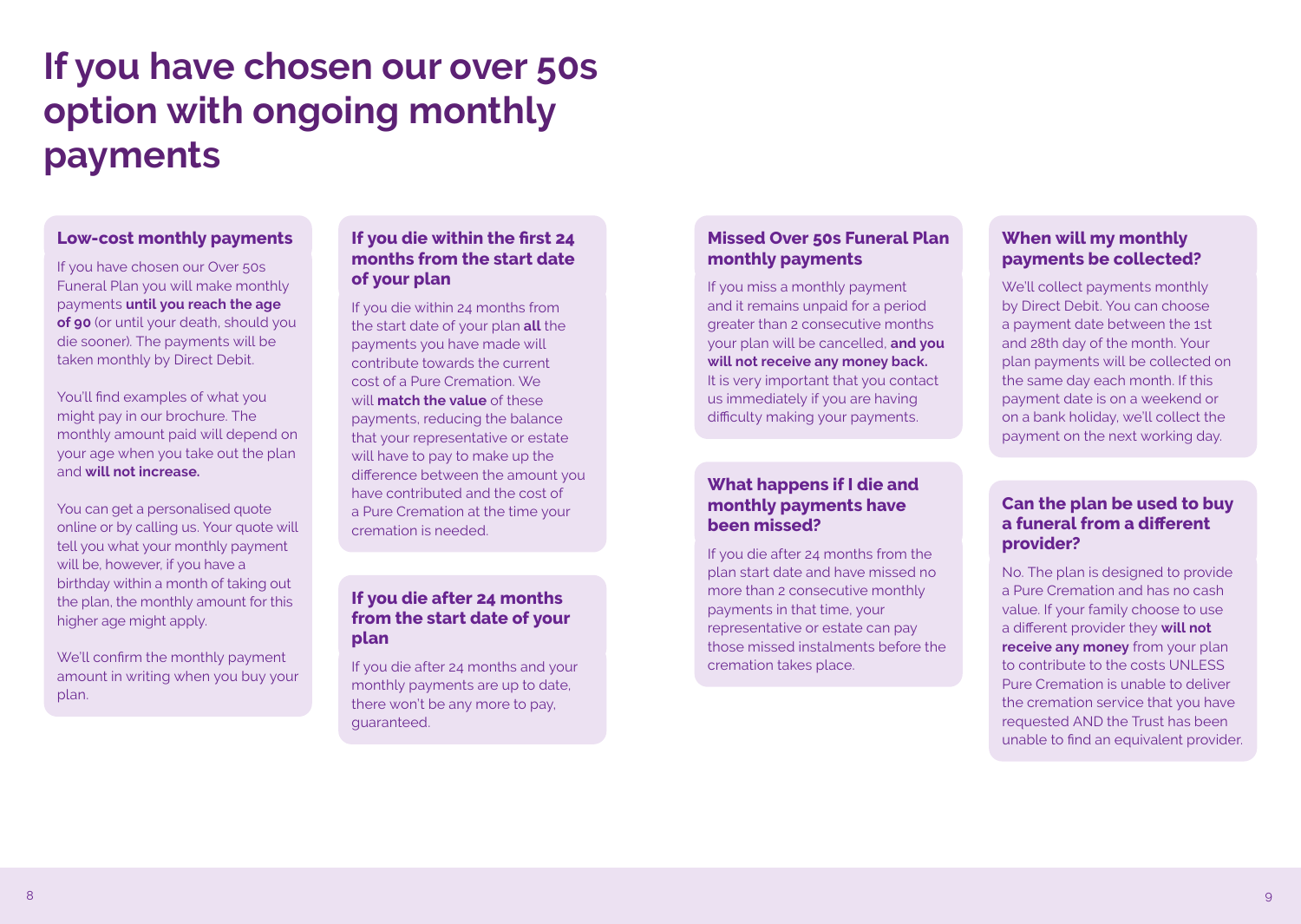# If you have chosen our over 50s option with ongoing monthly payments

### Low-cost monthly payments

If you have chosen our Over 50s Funeral Plan you will make monthly payments **until you reach the age of 90** (or until your death, should you die sooner). The payments will be taken monthly by Direct Debit.

You'll find examples of what you might pay in our brochure. The monthly amount paid will depend on your age when you take out the plan and **will not increase.**

You can get a personalised quote online or by calling us. Your quote will tell you what your monthly payment will be, however, if you have a birthday within a month of taking out the plan, the monthly amount for this higher age might apply.

We'll confirm the monthly payment amount in writing when you buy your plan.

### If you die within the first 24 months from the start date of your plan

If you die within 24 months from the start date of your plan **all** the payments you have made will contribute towards the current cost of a Pure Cremation. We will **match the value** of these payments, reducing the balance that your representative or estate will have to pay to make up the difference between the amount you have contributed and the cost of a Pure Cremation at the time your cremation is needed.

### If you die after 24 months from the start date of your plan

If you die after 24 months and your monthly payments are up to date, there won't be any more to pay, guaranteed.

### Missed Over 50s Funeral Plan monthly payments

If you miss a monthly payment and it remains unpaid for a period greater than 2 consecutive months your plan will be cancelled, **and you will not receive any money back.** It is very important that you contact us immediately if you are having difficulty making your payments.

### What happens if I die and monthly payments have been missed?

If you die after 24 months from the plan start date and have missed no more than 2 consecutive monthly payments in that time, your representative or estate can pay those missed instalments before the cremation takes place.

### When will my monthly payments be collected?

We'll collect payments monthly by Direct Debit. You can choose a payment date between the 1st and 28th day of the month. Your plan payments will be collected on the same day each month. If this payment date is on a weekend or on a bank holiday, we'll collect the payment on the next working day.

### Can the plan be used to buy a funeral from a different provider?

No. The plan is designed to provide a Pure Cremation and has no cash value. If your family choose to use a different provider they **will not receive any money** from your plan to contribute to the costs UNLESS Pure Cremation is unable to deliver the cremation service that you have requested AND the Trust has been unable to find an equivalent provider.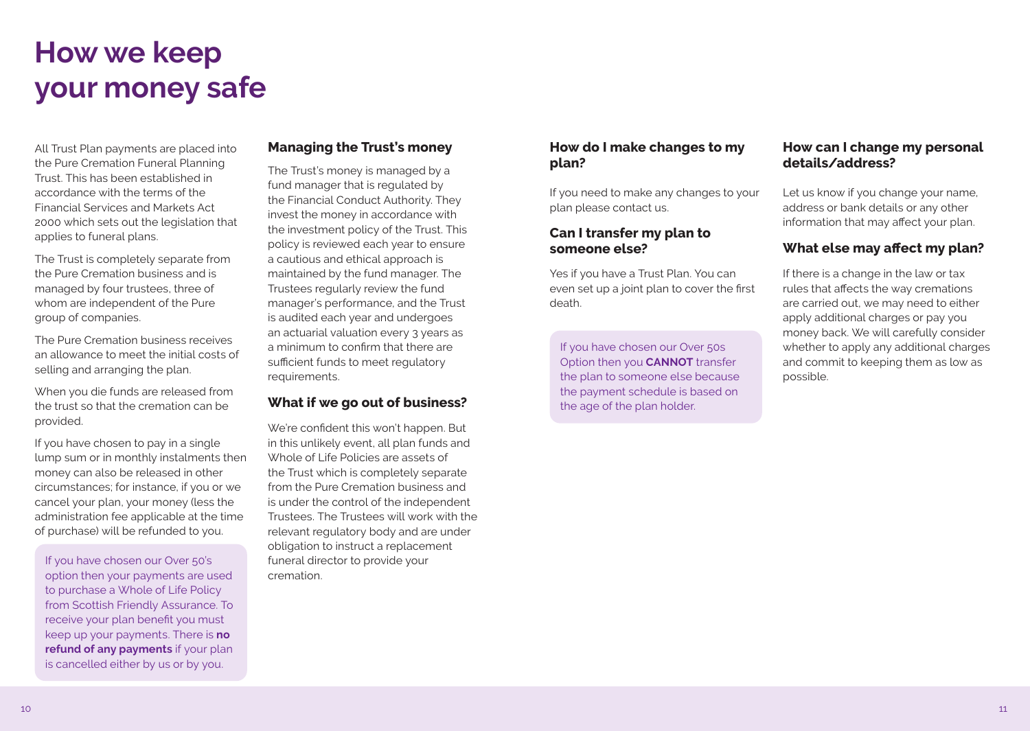# How we keep your money safe

All Trust Plan payments are placed into the Pure Cremation Funeral Planning Trust. This has been established in accordance with the terms of the Financial Services and Markets Act 2000 which sets out the legislation that applies to funeral plans.

The Trust is completely separate from the Pure Cremation business and is managed by four trustees, three of whom are independent of the Pure group of companies.

The Pure Cremation business receives an allowance to meet the initial costs of selling and arranging the plan.

When you die funds are released from the trust so that the cremation can be provided.

If you have chosen to pay in a single lump sum or in monthly instalments then money can also be released in other circumstances; for instance, if you or we cancel your plan, your money (less the administration fee applicable at the time of purchase) will be refunded to you.

If you have chosen our Over 50's option then your payments are used to purchase a Whole of Life Policy from Scottish Friendly Assurance. To receive your plan benefit you must keep up your payments. There is **no refund of any payments** if your plan is cancelled either by us or by you.

### Managing the Trust's money

The Trust's money is managed by a fund manager that is regulated by the Financial Conduct Authority. They invest the money in accordance with the investment policy of the Trust. This policy is reviewed each year to ensure a cautious and ethical approach is maintained by the fund manager. The Trustees regularly review the fund manager's performance, and the Trust is audited each year and undergoes an actuarial valuation every 3 years as a minimum to confirm that there are sufficient funds to meet regulatory requirements.

### What if we go out of business?

We're confident this won't happen. But in this unlikely event, all plan funds and Whole of Life Policies are assets of the Trust which is completely separate from the Pure Cremation business and is under the control of the independent Trustees. The Trustees will work with the relevant regulatory body and are under obligation to instruct a replacement funeral director to provide your cremation.

### How do I make changes to my plan?

If you need to make any changes to your plan please contact us.

### Can I transfer my plan to someone else?

Yes if you have a Trust Plan. You can even set up a joint plan to cover the first death.

If you have chosen our Over 50s Option then you **CANNOT** transfer the plan to someone else because the payment schedule is based on the age of the plan holder.

### How can I change my personal details/address?

Let us know if you change your name, address or bank details or any other information that may affect your plan.

### What else may affect my plan?

If there is a change in the law or tax rules that affects the way cremations are carried out, we may need to either apply additional charges or pay you money back. We will carefully consider whether to apply any additional charges and commit to keeping them as low as possible.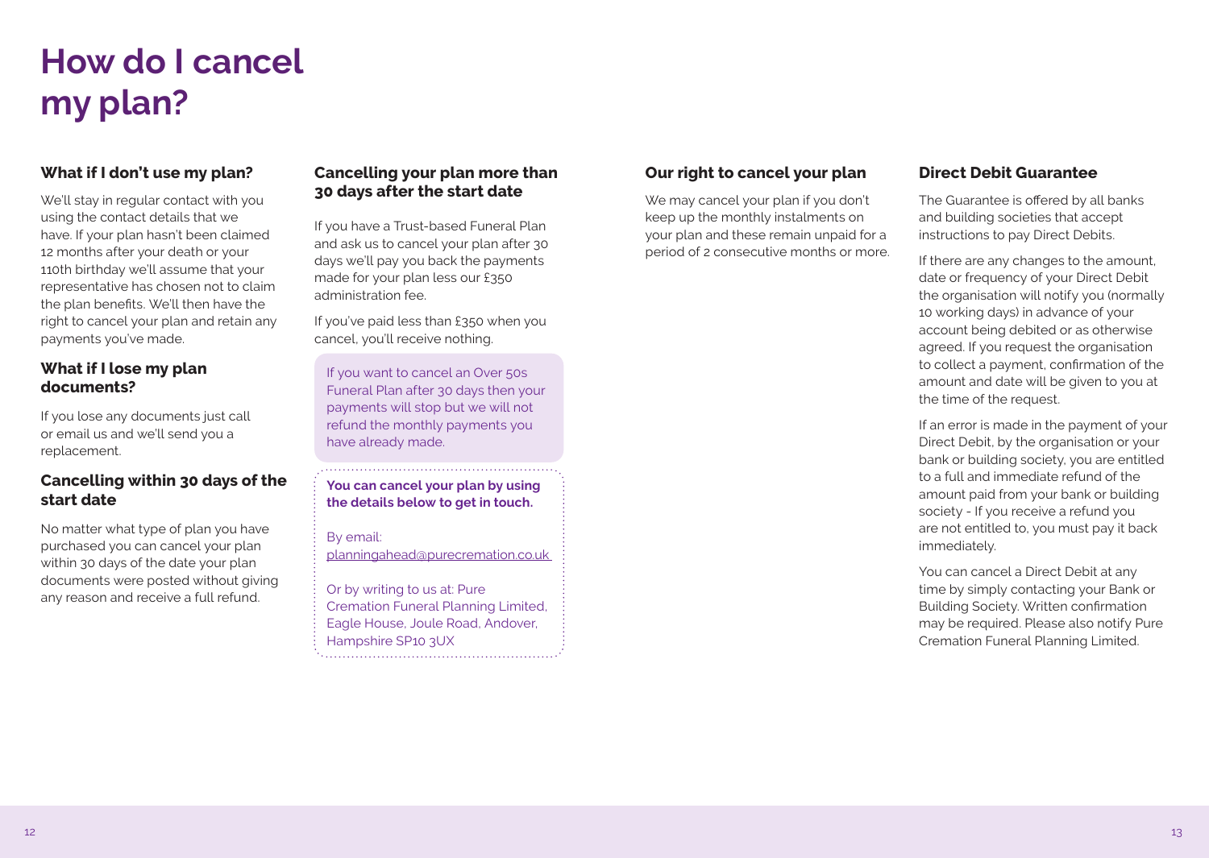# How do I cancel my plan?

### What if I don't use my plan?

We'll stay in regular contact with you using the contact details that we have. If your plan hasn't been claimed 12 months after your death or your 110th birthday we'll assume that your representative has chosen not to claim the plan benefits. We'll then have the right to cancel your plan and retain any payments you've made.

### What if I lose my plan documents?

If you lose any documents just call or email us and we'll send you a replacement.

### Cancelling within 30 days of the start date

No matter what type of plan you have purchased you can cancel your plan within 30 days of the date your plan documents were posted without giving any reason and receive a full refund.

### Cancelling your plan more than 30 days after the start date

If you have a Trust-based Funeral Plan and ask us to cancel your plan after 30 days we'll pay you back the payments made for your plan less our £350 administration fee.

If you've paid less than £350 when you cancel, you'll receive nothing.

If you want to cancel an Over 50s Funeral Plan after 30 days then your payments will stop but we will not refund the monthly payments you have already made.

**You can cancel your plan by using the details below to get in touch.**

By email:
planningahead@purecremation.co.uk

Or by writing to us at: Pure Cremation Funeral Planning Limited, Eagle House, Joule Road, Andover, Hampshire SP10 3UX

### Our right to cancel your plan

We may cancel your plan if you don't keep up the monthly instalments on your plan and these remain unpaid for a period of 2 consecutive months or more.

### Direct Debit Guarantee

The Guarantee is offered by all banks and building societies that accept instructions to pay Direct Debits.

If there are any changes to the amount, date or frequency of your Direct Debit the organisation will notify you (normally 10 working days) in advance of your account being debited or as otherwise agreed. If you request the organisation to collect a payment, confirmation of the amount and date will be given to you at the time of the request.

If an error is made in the payment of your Direct Debit, by the organisation or your bank or building society, you are entitled to a full and immediate refund of the amount paid from your bank or building society - If you receive a refund you are not entitled to, you must pay it back immediately.

You can cancel a Direct Debit at any time by simply contacting your Bank or Building Society. Written confirmation may be required. Please also notify Pure Cremation Funeral Planning Limited.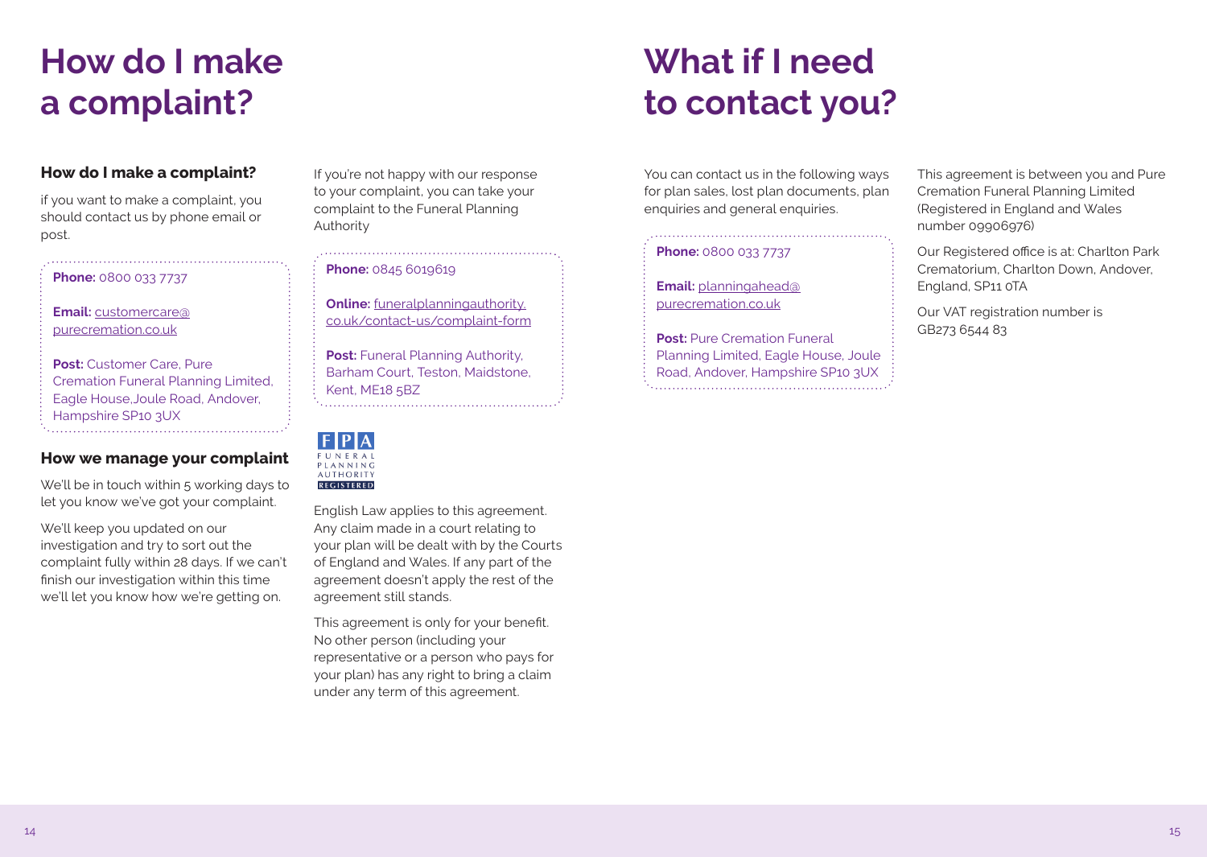# How do I make a complaint?

### How do I make a complaint?

if you want to make a complaint, you should contact us by phone email or post.

**Phone:** 0800 033 7737

**Email:** customercare@purecremation.co.uk

**Post:** Customer Care, Pure Cremation Funeral Planning Limited, Eagle House,Joule Road, Andover, Hampshire SP10 3UX

### How we manage your complaint

We'll be in touch within 5 working days to let you know we've got your complaint.

We'll keep you updated on our investigation and try to sort out the complaint fully within 28 days. If we can't finish our investigation within this time we'll let you know how we're getting on.

If you're not happy with our response to your complaint, you can take your complaint to the Funeral Planning Authority

**Phone:** 0845 6019619

**Online:** funeralplanningauthority.co.uk/contact-us/complaint-form

**Post:** Funeral Planning Authority, Barham Court, Teston, Maidstone, Kent, ME18 5BZ

FPA FUNERAL PLANNING AUTHORITY REGISTERED

English Law applies to this agreement. Any claim made in a court relating to your plan will be dealt with by the Courts of England and Wales. If any part of the agreement doesn't apply the rest of the agreement still stands.

This agreement is only for your benefit. No other person (including your representative or a person who pays for your plan) has any right to bring a claim under any term of this agreement.

# What if I need to contact you?

You can contact us in the following ways for plan sales, lost plan documents, plan enquiries and general enquiries.

**Phone:** 0800 033 7737

**Email:** planningahead@purecremation.co.uk

**Post:** Pure Cremation Funeral Planning Limited, Eagle House, Joule Road, Andover, Hampshire SP10 3UX

This agreement is between you and Pure Cremation Funeral Planning Limited (Registered in England and Wales number 09906976)

Our Registered office is at: Charlton Park Crematorium, Charlton Down, Andover, England, SP11 0TA

Our VAT registration number is GB273 6544 83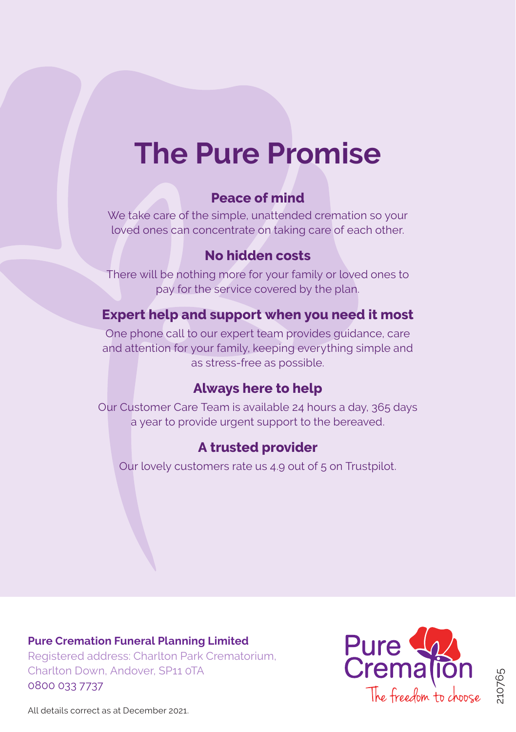# The Pure Promise

## Peace of mind

We take care of the simple, unattended cremation so your loved ones can concentrate on taking care of each other.

## No hidden costs

There will be nothing more for your family or loved ones to pay for the service covered by the plan.

## Expert help and support when you need it most

One phone call to our expert team provides guidance, care and attention for your family, keeping everything simple and as stress-free as possible.

## Always here to help

Our Customer Care Team is available 24 hours a day, 365 days a year to provide urgent support to the bereaved.

## A trusted provider

Our lovely customers rate us 4.9 out of 5 on Trustpilot.

**Pure Cremation Funeral Planning Limited**
Registered address: Charlton Park Crematorium, Charlton Down, Andover, SP11 0TA
0800 033 7737

Pure Cremation
The freedom to choose

210765

All details correct as at December 2021.